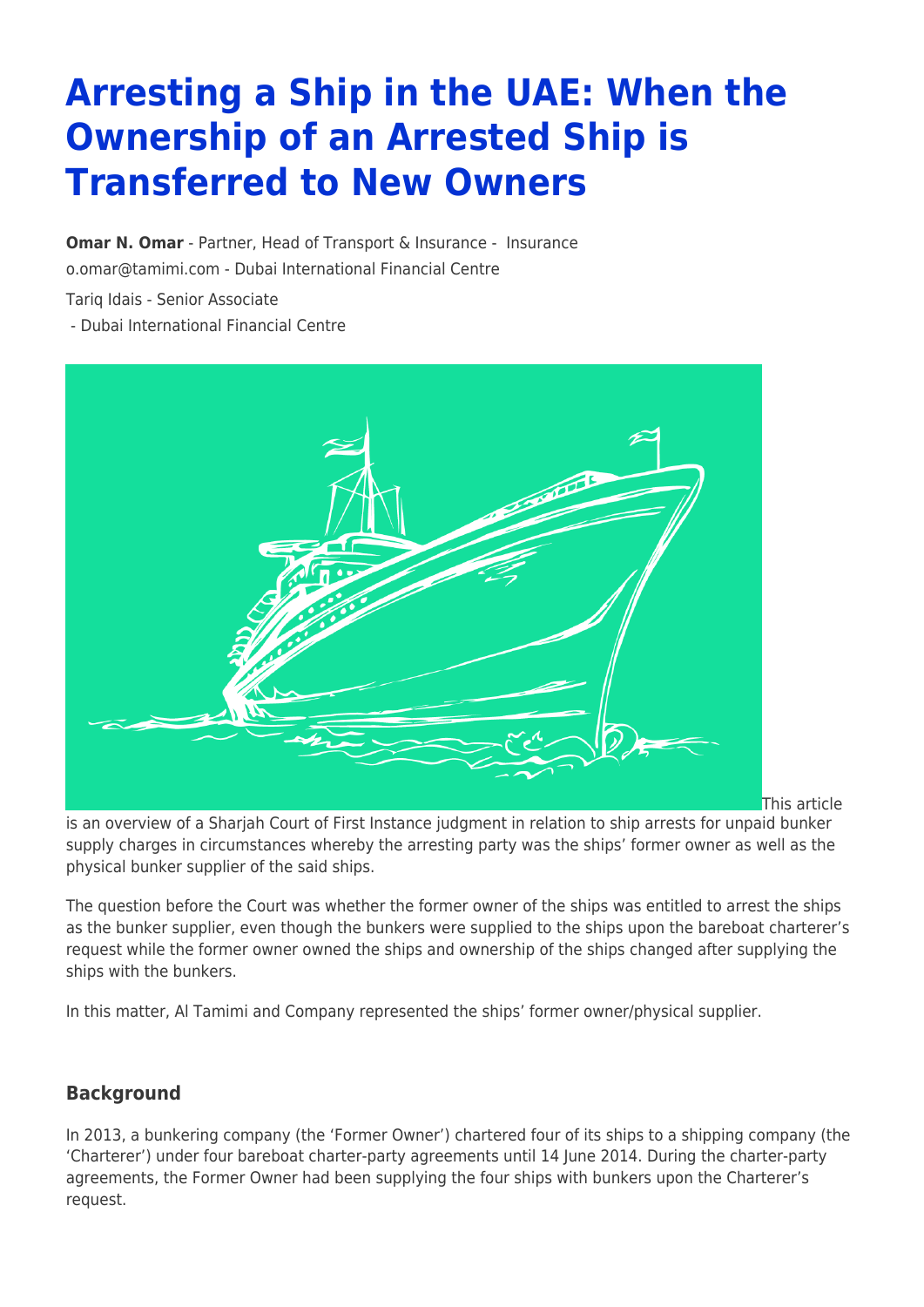# Arresting a Ship in the UAE: When the Ownership of an Arrested Ship is Transferred to New Owners

**Omar N. Omar** - Partner, Head of Transport & Insurance - Insurance
o.omar@tamimi.com - Dubai International Financial Centre

Tariq Idais - Senior Associate
- Dubai International Financial Centre

This article is an overview of a Sharjah Court of First Instance judgment in relation to ship arrests for unpaid bunker supply charges in circumstances whereby the arresting party was the ships' former owner as well as the physical bunker supplier of the said ships.

The question before the Court was whether the former owner of the ships was entitled to arrest the ships as the bunker supplier, even though the bunkers were supplied to the ships upon the bareboat charterer's request while the former owner owned the ships and ownership of the ships changed after supplying the ships with the bunkers.

In this matter, Al Tamimi and Company represented the ships' former owner/physical supplier.

## Background

In 2013, a bunkering company (the 'Former Owner') chartered four of its ships to a shipping company (the 'Charterer') under four bareboat charter-party agreements until 14 June 2014. During the charter-party agreements, the Former Owner had been supplying the four ships with bunkers upon the Charterer's request.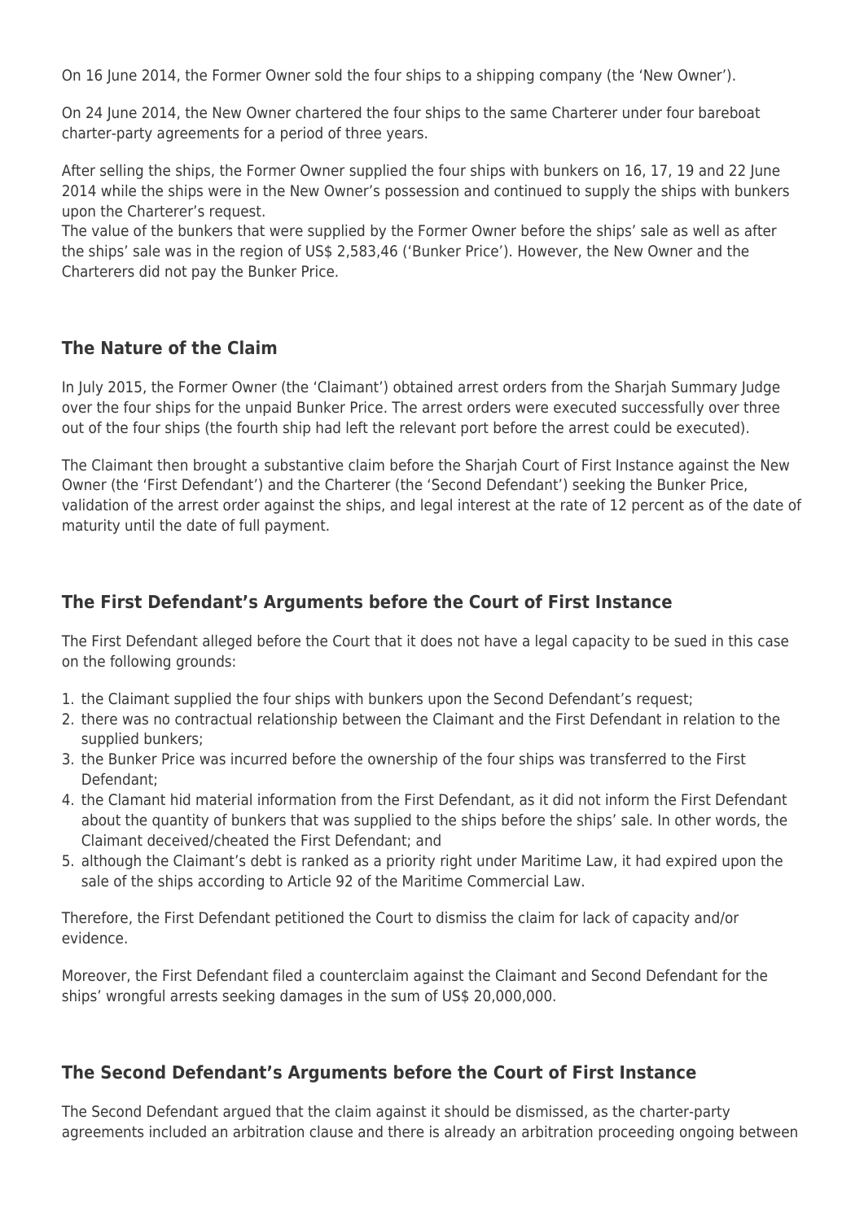On 16 June 2014, the Former Owner sold the four ships to a shipping company (the 'New Owner').

On 24 June 2014, the New Owner chartered the four ships to the same Charterer under four bareboat charter-party agreements for a period of three years.

After selling the ships, the Former Owner supplied the four ships with bunkers on 16, 17, 19 and 22 June 2014 while the ships were in the New Owner's possession and continued to supply the ships with bunkers upon the Charterer's request.
The value of the bunkers that were supplied by the Former Owner before the ships' sale as well as after the ships' sale was in the region of US$ 2,583,46 ('Bunker Price'). However, the New Owner and the Charterers did not pay the Bunker Price.

## The Nature of the Claim

In July 2015, the Former Owner (the 'Claimant') obtained arrest orders from the Sharjah Summary Judge over the four ships for the unpaid Bunker Price. The arrest orders were executed successfully over three out of the four ships (the fourth ship had left the relevant port before the arrest could be executed).

The Claimant then brought a substantive claim before the Sharjah Court of First Instance against the New Owner (the 'First Defendant') and the Charterer (the 'Second Defendant') seeking the Bunker Price, validation of the arrest order against the ships, and legal interest at the rate of 12 percent as of the date of maturity until the date of full payment.

## The First Defendant's Arguments before the Court of First Instance

The First Defendant alleged before the Court that it does not have a legal capacity to be sued in this case on the following grounds:

1. the Claimant supplied the four ships with bunkers upon the Second Defendant's request;
2. there was no contractual relationship between the Claimant and the First Defendant in relation to the supplied bunkers;
3. the Bunker Price was incurred before the ownership of the four ships was transferred to the First Defendant;
4. the Clamant hid material information from the First Defendant, as it did not inform the First Defendant about the quantity of bunkers that was supplied to the ships before the ships' sale. In other words, the Claimant deceived/cheated the First Defendant; and
5. although the Claimant's debt is ranked as a priority right under Maritime Law, it had expired upon the sale of the ships according to Article 92 of the Maritime Commercial Law.

Therefore, the First Defendant petitioned the Court to dismiss the claim for lack of capacity and/or evidence.

Moreover, the First Defendant filed a counterclaim against the Claimant and Second Defendant for the ships' wrongful arrests seeking damages in the sum of US$ 20,000,000.

## The Second Defendant's Arguments before the Court of First Instance

The Second Defendant argued that the claim against it should be dismissed, as the charter-party agreements included an arbitration clause and there is already an arbitration proceeding ongoing between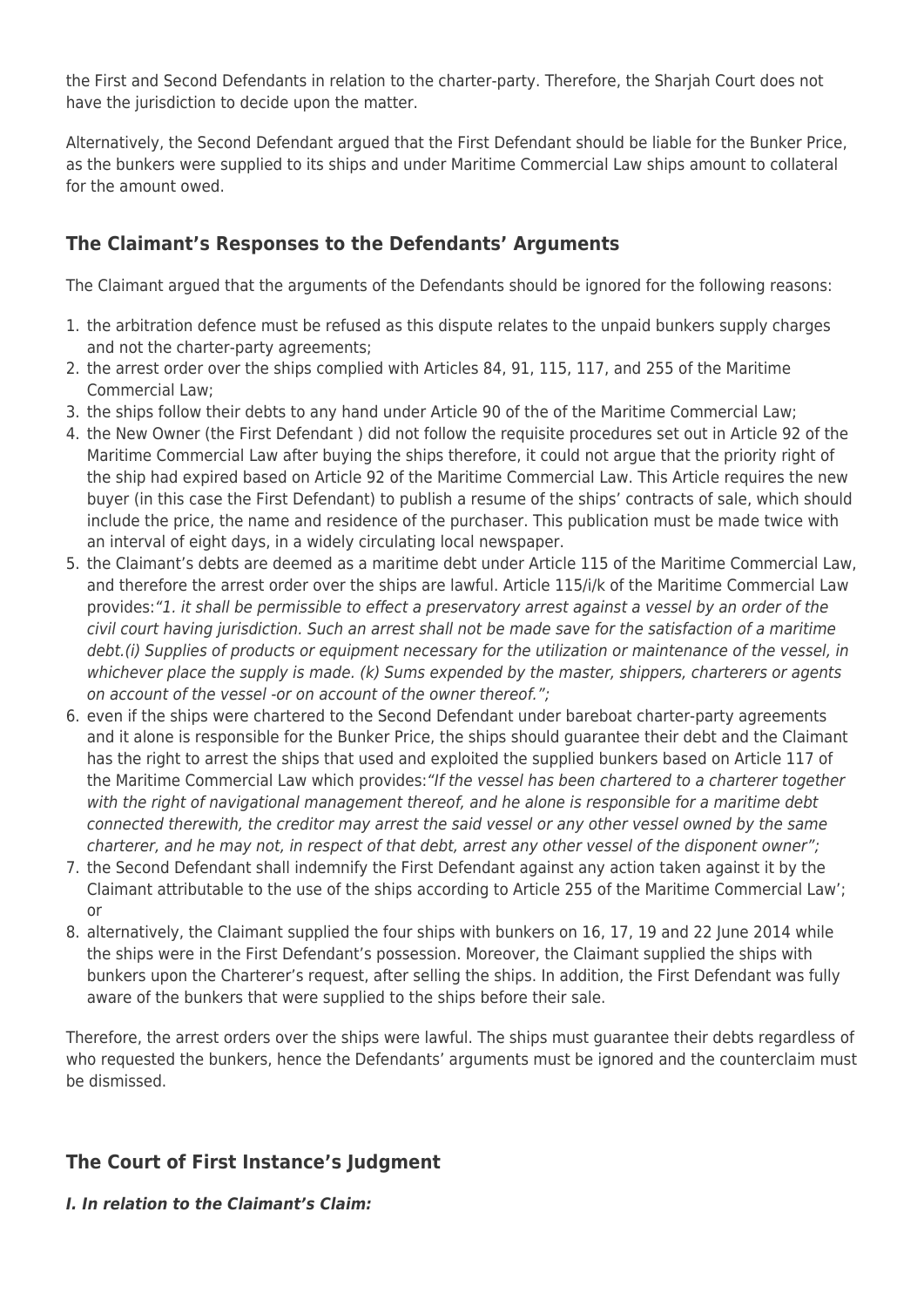the First and Second Defendants in relation to the charter-party. Therefore, the Sharjah Court does not have the jurisdiction to decide upon the matter.

Alternatively, the Second Defendant argued that the First Defendant should be liable for the Bunker Price, as the bunkers were supplied to its ships and under Maritime Commercial Law ships amount to collateral for the amount owed.

## The Claimant's Responses to the Defendants' Arguments

The Claimant argued that the arguments of the Defendants should be ignored for the following reasons:

1. the arbitration defence must be refused as this dispute relates to the unpaid bunkers supply charges and not the charter-party agreements;
2. the arrest order over the ships complied with Articles 84, 91, 115, 117, and 255 of the Maritime Commercial Law;
3. the ships follow their debts to any hand under Article 90 of the of the Maritime Commercial Law;
4. the New Owner (the First Defendant ) did not follow the requisite procedures set out in Article 92 of the Maritime Commercial Law after buying the ships therefore, it could not argue that the priority right of the ship had expired based on Article 92 of the Maritime Commercial Law. This Article requires the new buyer (in this case the First Defendant) to publish a resume of the ships' contracts of sale, which should include the price, the name and residence of the purchaser. This publication must be made twice with an interval of eight days, in a widely circulating local newspaper.
5. the Claimant's debts are deemed as a maritime debt under Article 115 of the Maritime Commercial Law, and therefore the arrest order over the ships are lawful. Article 115/i/k of the Maritime Commercial Law provides:*"1. it shall be permissible to effect a preservatory arrest against a vessel by an order of the civil court having jurisdiction. Such an arrest shall not be made save for the satisfaction of a maritime debt.(i) Supplies of products or equipment necessary for the utilization or maintenance of the vessel, in whichever place the supply is made. (k) Sums expended by the master, shippers, charterers or agents on account of the vessel -or on account of the owner thereof.";*
6. even if the ships were chartered to the Second Defendant under bareboat charter-party agreements and it alone is responsible for the Bunker Price, the ships should guarantee their debt and the Claimant has the right to arrest the ships that used and exploited the supplied bunkers based on Article 117 of the Maritime Commercial Law which provides:*"If the vessel has been chartered to a charterer together with the right of navigational management thereof, and he alone is responsible for a maritime debt connected therewith, the creditor may arrest the said vessel or any other vessel owned by the same charterer, and he may not, in respect of that debt, arrest any other vessel of the disponent owner";*
7. the Second Defendant shall indemnify the First Defendant against any action taken against it by the Claimant attributable to the use of the ships according to Article 255 of the Maritime Commercial Law'; or
8. alternatively, the Claimant supplied the four ships with bunkers on 16, 17, 19 and 22 June 2014 while the ships were in the First Defendant's possession. Moreover, the Claimant supplied the ships with bunkers upon the Charterer's request, after selling the ships. In addition, the First Defendant was fully aware of the bunkers that were supplied to the ships before their sale.

Therefore, the arrest orders over the ships were lawful. The ships must guarantee their debts regardless of who requested the bunkers, hence the Defendants' arguments must be ignored and the counterclaim must be dismissed.

## The Court of First Instance's Judgment

***I. In relation to the Claimant's Claim:***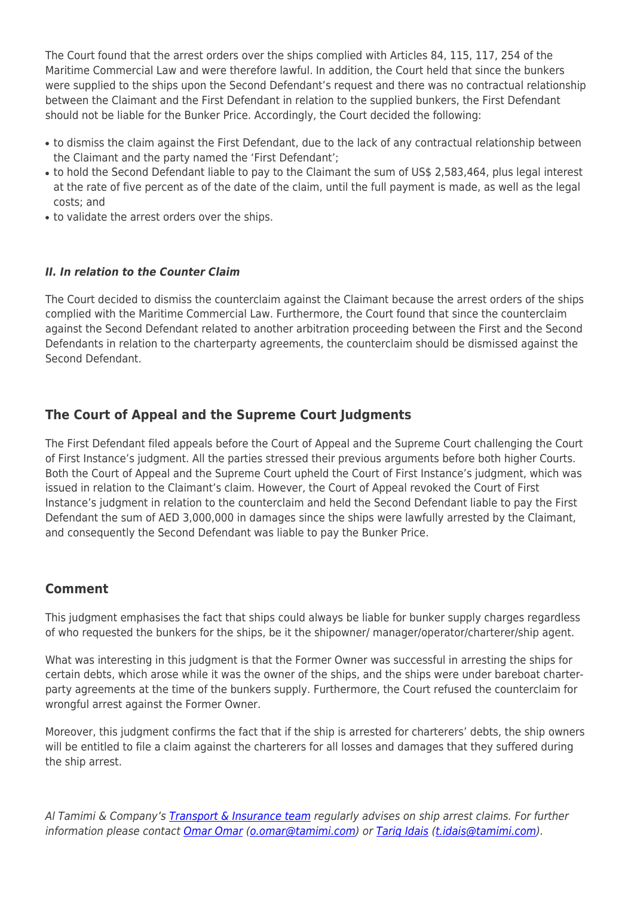The Court found that the arrest orders over the ships complied with Articles 84, 115, 117, 254 of the Maritime Commercial Law and were therefore lawful. In addition, the Court held that since the bunkers were supplied to the ships upon the Second Defendant's request and there was no contractual relationship between the Claimant and the First Defendant in relation to the supplied bunkers, the First Defendant should not be liable for the Bunker Price. Accordingly, the Court decided the following:

- to dismiss the claim against the First Defendant, due to the lack of any contractual relationship between the Claimant and the party named the 'First Defendant';
- to hold the Second Defendant liable to pay to the Claimant the sum of US$ 2,583,464, plus legal interest at the rate of five percent as of the date of the claim, until the full payment is made, as well as the legal costs; and
- to validate the arrest orders over the ships.

***II. In relation to the Counter Claim***

The Court decided to dismiss the counterclaim against the Claimant because the arrest orders of the ships complied with the Maritime Commercial Law. Furthermore, the Court found that since the counterclaim against the Second Defendant related to another arbitration proceeding between the First and the Second Defendants in relation to the charterparty agreements, the counterclaim should be dismissed against the Second Defendant.

## The Court of Appeal and the Supreme Court Judgments

The First Defendant filed appeals before the Court of Appeal and the Supreme Court challenging the Court of First Instance's judgment. All the parties stressed their previous arguments before both higher Courts. Both the Court of Appeal and the Supreme Court upheld the Court of First Instance's judgment, which was issued in relation to the Claimant's claim. However, the Court of Appeal revoked the Court of First Instance's judgment in relation to the counterclaim and held the Second Defendant liable to pay the First Defendant the sum of AED 3,000,000 in damages since the ships were lawfully arrested by the Claimant, and consequently the Second Defendant was liable to pay the Bunker Price.

## Comment

This judgment emphasises the fact that ships could always be liable for bunker supply charges regardless of who requested the bunkers for the ships, be it the shipowner/ manager/operator/charterer/ship agent.

What was interesting in this judgment is that the Former Owner was successful in arresting the ships for certain debts, which arose while it was the owner of the ships, and the ships were under bareboat charter-party agreements at the time of the bunkers supply. Furthermore, the Court refused the counterclaim for wrongful arrest against the Former Owner.

Moreover, this judgment confirms the fact that if the ship is arrested for charterers' debts, the ship owners will be entitled to file a claim against the charterers for all losses and damages that they suffered during the ship arrest.

*Al Tamimi & Company's Transport & Insurance team regularly advises on ship arrest claims. For further information please contact Omar Omar (o.omar@tamimi.com) or Tariq Idais (t.idais@tamimi.com).*